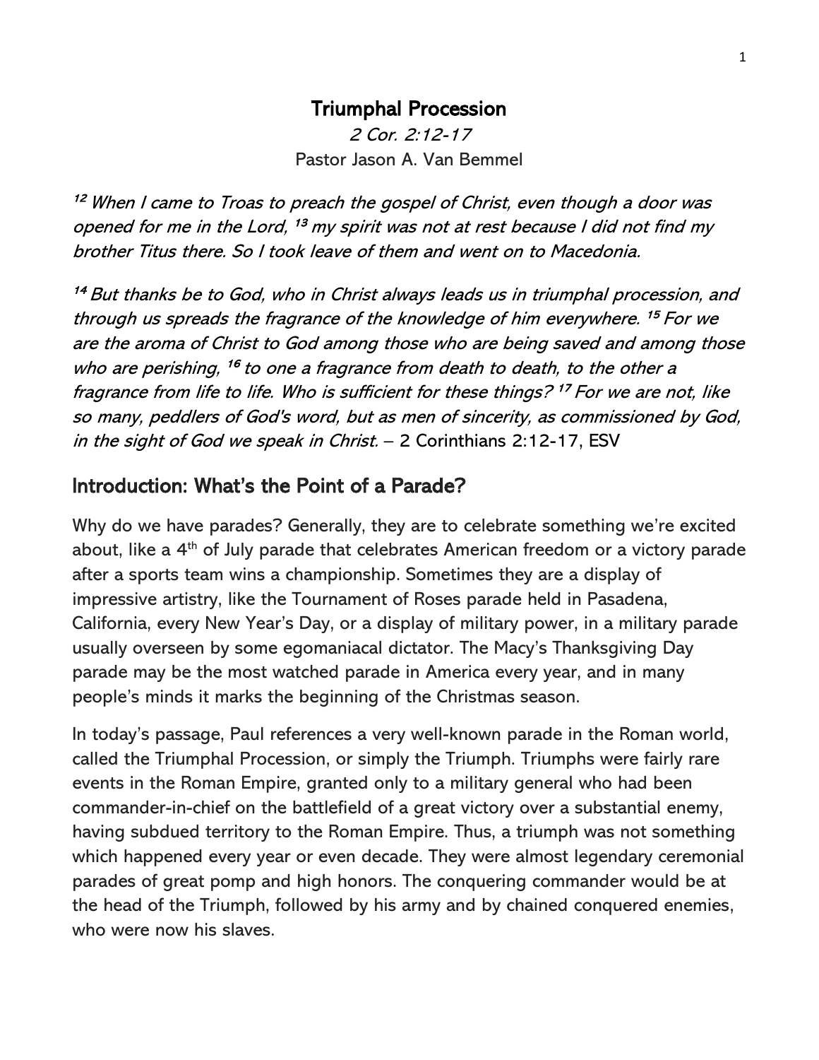# Triumphal Procession

*2 Cor. 2:12-17*

Pastor Jason A. Van Bemmel

*[12] When I came to Troas to preach the gospel of Christ, even though a door was opened for me in the Lord, [13] my spirit was not at rest because I did not find my brother Titus there. So I took leave of them and went on to Macedonia.*

*[14] But thanks be to God, who in Christ always leads us in triumphal procession, and through us spreads the fragrance of the knowledge of him everywhere. [15] For we are the aroma of Christ to God among those who are being saved and among those who are perishing, [16] to one a fragrance from death to death, to the other a fragrance from life to life. Who is sufficient for these things? [17] For we are not, like so many, peddlers of God's word, but as men of sincerity, as commissioned by God, in the sight of God we speak in Christ.* – 2 Corinthians 2:12-17, ESV

## Introduction: What's the Point of a Parade?

Why do we have parades? Generally, they are to celebrate something we're excited about, like a 4th of July parade that celebrates American freedom or a victory parade after a sports team wins a championship. Sometimes they are a display of impressive artistry, like the Tournament of Roses parade held in Pasadena, California, every New Year's Day, or a display of military power, in a military parade usually overseen by some egomaniacal dictator. The Macy's Thanksgiving Day parade may be the most watched parade in America every year, and in many people's minds it marks the beginning of the Christmas season.

In today's passage, Paul references a very well-known parade in the Roman world, called the Triumphal Procession, or simply the Triumph. Triumphs were fairly rare events in the Roman Empire, granted only to a military general who had been commander-in-chief on the battlefield of a great victory over a substantial enemy, having subdued territory to the Roman Empire. Thus, a triumph was not something which happened every year or even decade. They were almost legendary ceremonial parades of great pomp and high honors. The conquering commander would be at the head of the Triumph, followed by his army and by chained conquered enemies, who were now his slaves.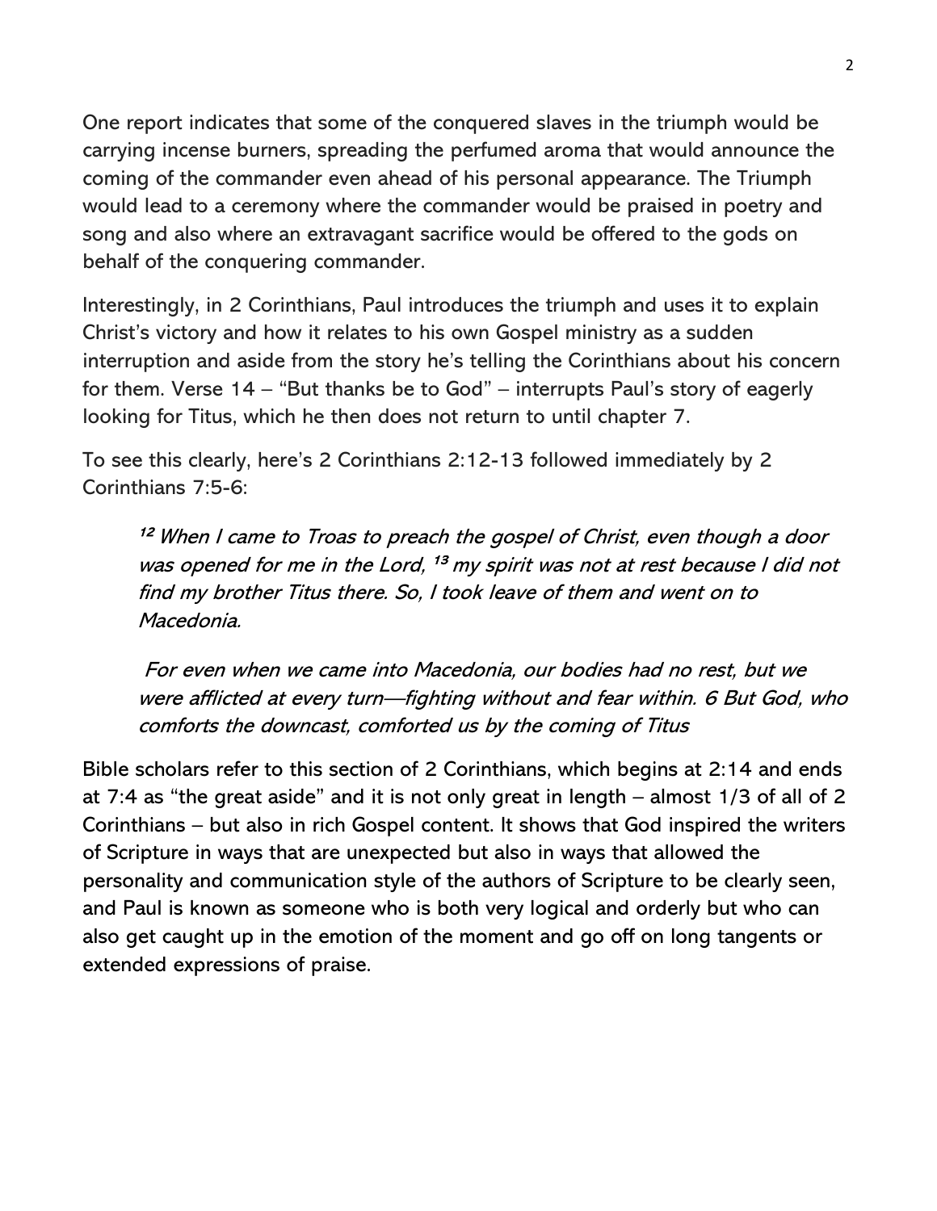One report indicates that some of the conquered slaves in the triumph would be carrying incense burners, spreading the perfumed aroma that would announce the coming of the commander even ahead of his personal appearance. The Triumph would lead to a ceremony where the commander would be praised in poetry and song and also where an extravagant sacrifice would be offered to the gods on behalf of the conquering commander.

Interestingly, in 2 Corinthians, Paul introduces the triumph and uses it to explain Christ's victory and how it relates to his own Gospel ministry as a sudden interruption and aside from the story he's telling the Corinthians about his concern for them. Verse 14 – "But thanks be to God" – interrupts Paul's story of eagerly looking for Titus, which he then does not return to until chapter 7.

To see this clearly, here's 2 Corinthians 2:12-13 followed immediately by 2 Corinthians 7:5-6:

> *[12] When I came to Troas to preach the gospel of Christ, even though a door was opened for me in the Lord, [13] my spirit was not at rest because I did not find my brother Titus there. So, I took leave of them and went on to Macedonia.*
>
> *For even when we came into Macedonia, our bodies had no rest, but we were afflicted at every turn—fighting without and fear within. 6 But God, who comforts the downcast, comforted us by the coming of Titus*

Bible scholars refer to this section of 2 Corinthians, which begins at 2:14 and ends at 7:4 as "the great aside" and it is not only great in length – almost 1/3 of all of 2 Corinthians – but also in rich Gospel content. It shows that God inspired the writers of Scripture in ways that are unexpected but also in ways that allowed the personality and communication style of the authors of Scripture to be clearly seen, and Paul is known as someone who is both very logical and orderly but who can also get caught up in the emotion of the moment and go off on long tangents or extended expressions of praise.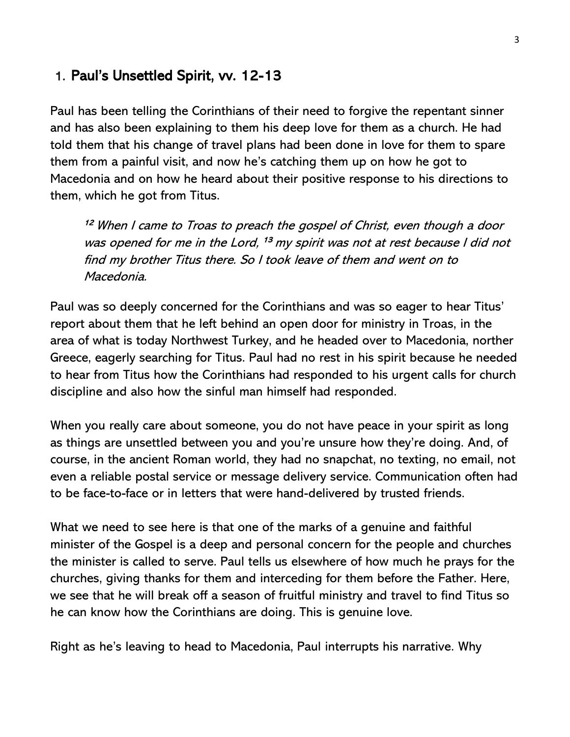## 1. Paul's Unsettled Spirit, vv. 12-13

Paul has been telling the Corinthians of their need to forgive the repentant sinner and has also been explaining to them his deep love for them as a church. He had told them that his change of travel plans had been done in love for them to spare them from a painful visit, and now he's catching them up on how he got to Macedonia and on how he heard about their positive response to his directions to them, which he got from Titus.

> *[12] When I came to Troas to preach the gospel of Christ, even though a door was opened for me in the Lord, [13] my spirit was not at rest because I did not find my brother Titus there. So I took leave of them and went on to Macedonia.*

Paul was so deeply concerned for the Corinthians and was so eager to hear Titus' report about them that he left behind an open door for ministry in Troas, in the area of what is today Northwest Turkey, and he headed over to Macedonia, norther Greece, eagerly searching for Titus. Paul had no rest in his spirit because he needed to hear from Titus how the Corinthians had responded to his urgent calls for church discipline and also how the sinful man himself had responded.

When you really care about someone, you do not have peace in your spirit as long as things are unsettled between you and you're unsure how they're doing. And, of course, in the ancient Roman world, they had no snapchat, no texting, no email, not even a reliable postal service or message delivery service. Communication often had to be face-to-face or in letters that were hand-delivered by trusted friends.

What we need to see here is that one of the marks of a genuine and faithful minister of the Gospel is a deep and personal concern for the people and churches the minister is called to serve. Paul tells us elsewhere of how much he prays for the churches, giving thanks for them and interceding for them before the Father. Here, we see that he will break off a season of fruitful ministry and travel to find Titus so he can know how the Corinthians are doing. This is genuine love.

Right as he's leaving to head to Macedonia, Paul interrupts his narrative. Why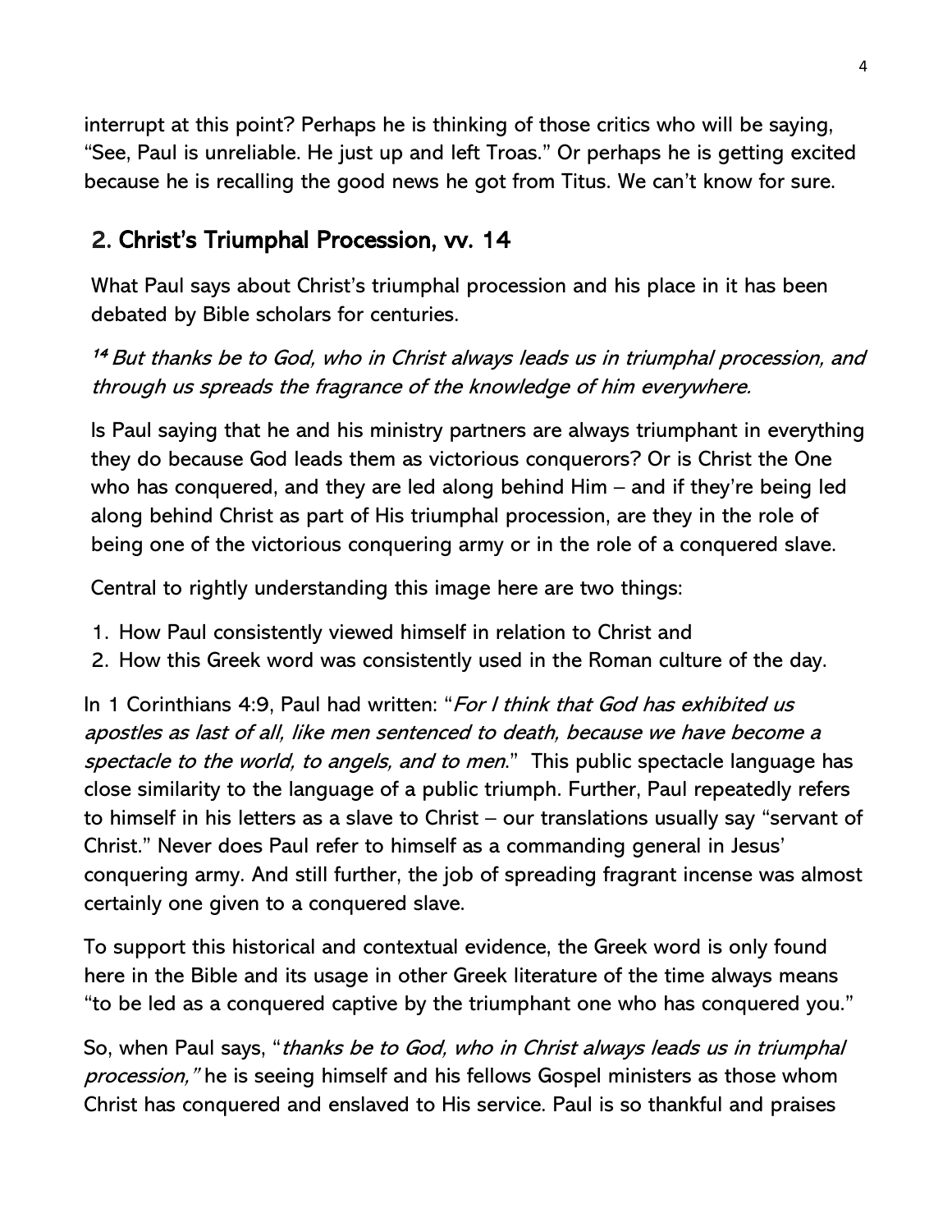interrupt at this point? Perhaps he is thinking of those critics who will be saying, "See, Paul is unreliable. He just up and left Troas." Or perhaps he is getting excited because he is recalling the good news he got from Titus. We can't know for sure.

## 2. Christ's Triumphal Procession, vv. 14

What Paul says about Christ's triumphal procession and his place in it has been debated by Bible scholars for centuries.

*[14] But thanks be to God, who in Christ always leads us in triumphal procession, and through us spreads the fragrance of the knowledge of him everywhere.*

Is Paul saying that he and his ministry partners are always triumphant in everything they do because God leads them as victorious conquerors? Or is Christ the One who has conquered, and they are led along behind Him – and if they're being led along behind Christ as part of His triumphal procession, are they in the role of being one of the victorious conquering army or in the role of a conquered slave.

Central to rightly understanding this image here are two things:

1. How Paul consistently viewed himself in relation to Christ and
2. How this Greek word was consistently used in the Roman culture of the day.

In 1 Corinthians 4:9, Paul had written: "*For I think that God has exhibited us apostles as last of all, like men sentenced to death, because we have become a spectacle to the world, to angels, and to men*." This public spectacle language has close similarity to the language of a public triumph. Further, Paul repeatedly refers to himself in his letters as a slave to Christ – our translations usually say "servant of Christ." Never does Paul refer to himself as a commanding general in Jesus' conquering army. And still further, the job of spreading fragrant incense was almost certainly one given to a conquered slave.

To support this historical and contextual evidence, the Greek word is only found here in the Bible and its usage in other Greek literature of the time always means "to be led as a conquered captive by the triumphant one who has conquered you."

So, when Paul says, "*thanks be to God, who in Christ always leads us in triumphal procession,*" he is seeing himself and his fellows Gospel ministers as those whom Christ has conquered and enslaved to His service. Paul is so thankful and praises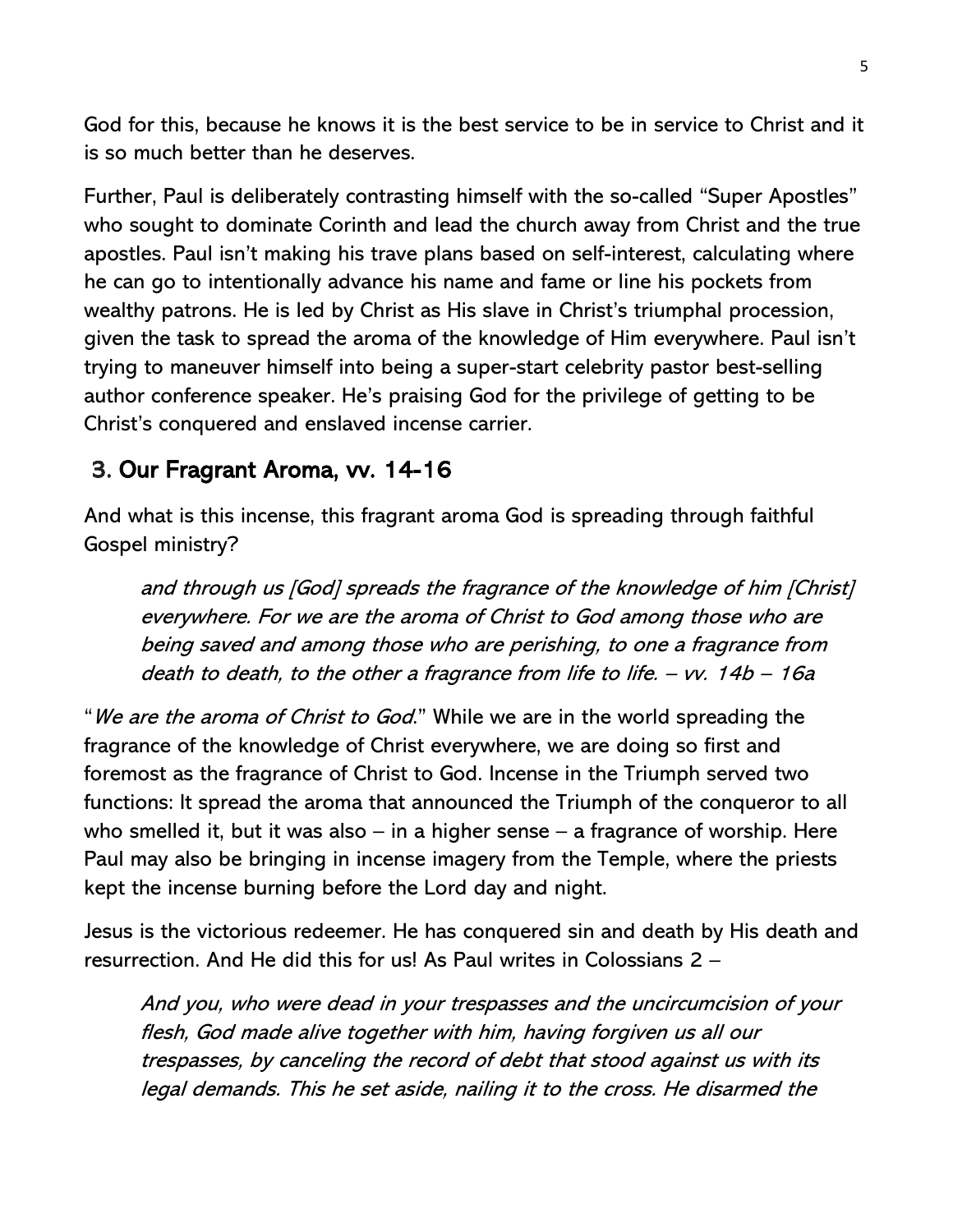God for this, because he knows it is the best service to be in service to Christ and it is so much better than he deserves.

Further, Paul is deliberately contrasting himself with the so-called "Super Apostles" who sought to dominate Corinth and lead the church away from Christ and the true apostles. Paul isn't making his trave plans based on self-interest, calculating where he can go to intentionally advance his name and fame or line his pockets from wealthy patrons. He is led by Christ as His slave in Christ's triumphal procession, given the task to spread the aroma of the knowledge of Him everywhere. Paul isn't trying to maneuver himself into being a super-start celebrity pastor best-selling author conference speaker. He's praising God for the privilege of getting to be Christ's conquered and enslaved incense carrier.

## 3. Our Fragrant Aroma, vv. 14-16

And what is this incense, this fragrant aroma God is spreading through faithful Gospel ministry?

> *and through us [God] spreads the fragrance of the knowledge of him [Christ] everywhere. For we are the aroma of Christ to God among those who are being saved and among those who are perishing, to one a fragrance from death to death, to the other a fragrance from life to life. – vv. 14b – 16a*

"*We are the aroma of Christ to God*." While we are in the world spreading the fragrance of the knowledge of Christ everywhere, we are doing so first and foremost as the fragrance of Christ to God. Incense in the Triumph served two functions: It spread the aroma that announced the Triumph of the conqueror to all who smelled it, but it was also – in a higher sense – a fragrance of worship. Here Paul may also be bringing in incense imagery from the Temple, where the priests kept the incense burning before the Lord day and night.

Jesus is the victorious redeemer. He has conquered sin and death by His death and resurrection. And He did this for us! As Paul writes in Colossians 2 –

> *And you, who were dead in your trespasses and the uncircumcision of your flesh, God made alive together with him, having forgiven us all our trespasses, by canceling the record of debt that stood against us with its legal demands. This he set aside, nailing it to the cross. He disarmed the*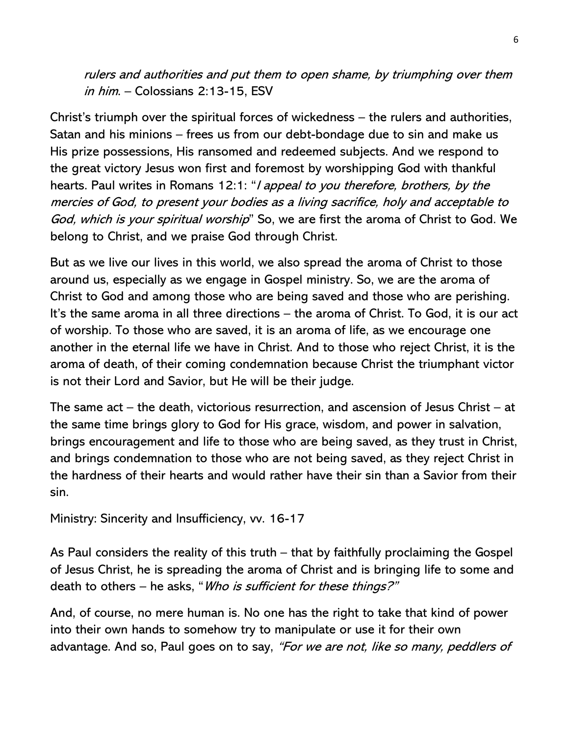*rulers and authorities and put them to open shame, by triumphing over them in him*. – Colossians 2:13-15, ESV

Christ's triumph over the spiritual forces of wickedness – the rulers and authorities, Satan and his minions – frees us from our debt-bondage due to sin and make us His prize possessions, His ransomed and redeemed subjects. And we respond to the great victory Jesus won first and foremost by worshipping God with thankful hearts. Paul writes in Romans 12:1: "*I appeal to you therefore, brothers, by the mercies of God, to present your bodies as a living sacrifice, holy and acceptable to God, which is your spiritual worship*" So, we are first the aroma of Christ to God. We belong to Christ, and we praise God through Christ.

But as we live our lives in this world, we also spread the aroma of Christ to those around us, especially as we engage in Gospel ministry. So, we are the aroma of Christ to God and among those who are being saved and those who are perishing. It's the same aroma in all three directions – the aroma of Christ. To God, it is our act of worship. To those who are saved, it is an aroma of life, as we encourage one another in the eternal life we have in Christ. And to those who reject Christ, it is the aroma of death, of their coming condemnation because Christ the triumphant victor is not their Lord and Savior, but He will be their judge.

The same act – the death, victorious resurrection, and ascension of Jesus Christ – at the same time brings glory to God for His grace, wisdom, and power in salvation, brings encouragement and life to those who are being saved, as they trust in Christ, and brings condemnation to those who are not being saved, as they reject Christ in the hardness of their hearts and would rather have their sin than a Savior from their sin.

Ministry: Sincerity and Insufficiency, vv. 16-17

As Paul considers the reality of this truth – that by faithfully proclaiming the Gospel of Jesus Christ, he is spreading the aroma of Christ and is bringing life to some and death to others – he asks, "*Who is sufficient for these things?*"

And, of course, no mere human is. No one has the right to take that kind of power into their own hands to somehow try to manipulate or use it for their own advantage. And so, Paul goes on to say, *"For we are not, like so many, peddlers of*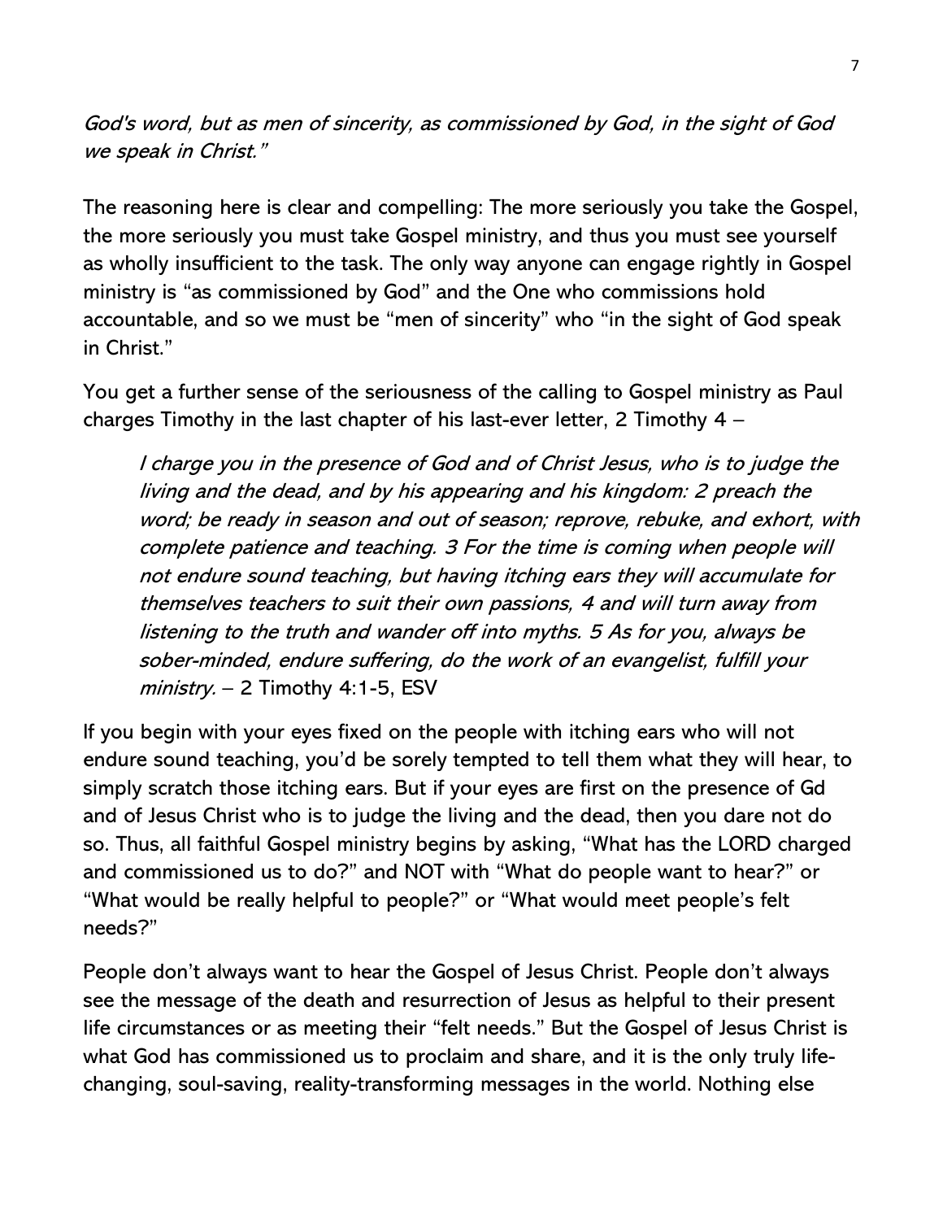*God's word, but as men of sincerity, as commissioned by God, in the sight of God we speak in Christ."*

The reasoning here is clear and compelling: The more seriously you take the Gospel, the more seriously you must take Gospel ministry, and thus you must see yourself as wholly insufficient to the task. The only way anyone can engage rightly in Gospel ministry is "as commissioned by God" and the One who commissions hold accountable, and so we must be "men of sincerity" who "in the sight of God speak in Christ."

You get a further sense of the seriousness of the calling to Gospel ministry as Paul charges Timothy in the last chapter of his last-ever letter, 2 Timothy 4 –

> *I charge you in the presence of God and of Christ Jesus, who is to judge the living and the dead, and by his appearing and his kingdom: 2 preach the word; be ready in season and out of season; reprove, rebuke, and exhort, with complete patience and teaching. 3 For the time is coming when people will not endure sound teaching, but having itching ears they will accumulate for themselves teachers to suit their own passions, 4 and will turn away from listening to the truth and wander off into myths. 5 As for you, always be sober-minded, endure suffering, do the work of an evangelist, fulfill your ministry.* – 2 Timothy 4:1-5, ESV

If you begin with your eyes fixed on the people with itching ears who will not endure sound teaching, you'd be sorely tempted to tell them what they will hear, to simply scratch those itching ears. But if your eyes are first on the presence of Gd and of Jesus Christ who is to judge the living and the dead, then you dare not do so. Thus, all faithful Gospel ministry begins by asking, "What has the LORD charged and commissioned us to do?" and NOT with "What do people want to hear?" or "What would be really helpful to people?" or "What would meet people's felt needs?"

People don't always want to hear the Gospel of Jesus Christ. People don't always see the message of the death and resurrection of Jesus as helpful to their present life circumstances or as meeting their "felt needs." But the Gospel of Jesus Christ is what God has commissioned us to proclaim and share, and it is the only truly life-changing, soul-saving, reality-transforming messages in the world. Nothing else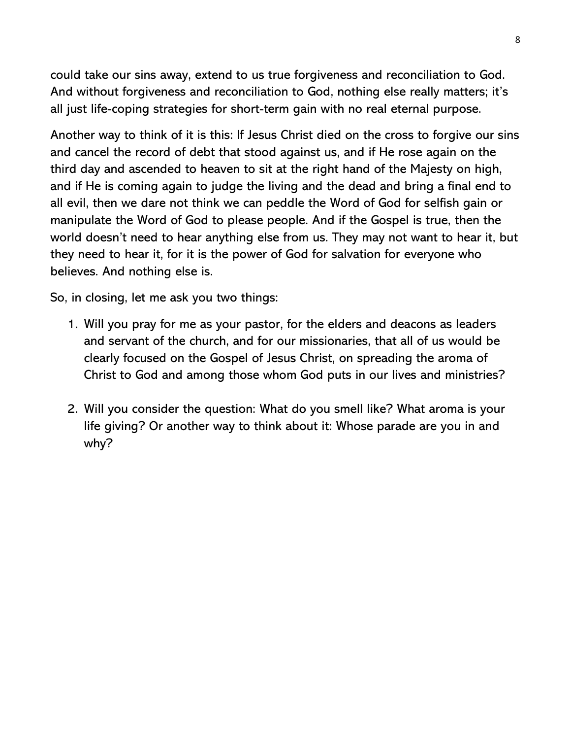could take our sins away, extend to us true forgiveness and reconciliation to God. And without forgiveness and reconciliation to God, nothing else really matters; it's all just life-coping strategies for short-term gain with no real eternal purpose.

Another way to think of it is this: If Jesus Christ died on the cross to forgive our sins and cancel the record of debt that stood against us, and if He rose again on the third day and ascended to heaven to sit at the right hand of the Majesty on high, and if He is coming again to judge the living and the dead and bring a final end to all evil, then we dare not think we can peddle the Word of God for selfish gain or manipulate the Word of God to please people. And if the Gospel is true, then the world doesn't need to hear anything else from us. They may not want to hear it, but they need to hear it, for it is the power of God for salvation for everyone who believes. And nothing else is.

So, in closing, let me ask you two things:

1. Will you pray for me as your pastor, for the elders and deacons as leaders and servant of the church, and for our missionaries, that all of us would be clearly focused on the Gospel of Jesus Christ, on spreading the aroma of Christ to God and among those whom God puts in our lives and ministries?

2. Will you consider the question: What do you smell like? What aroma is your life giving? Or another way to think about it: Whose parade are you in and why?